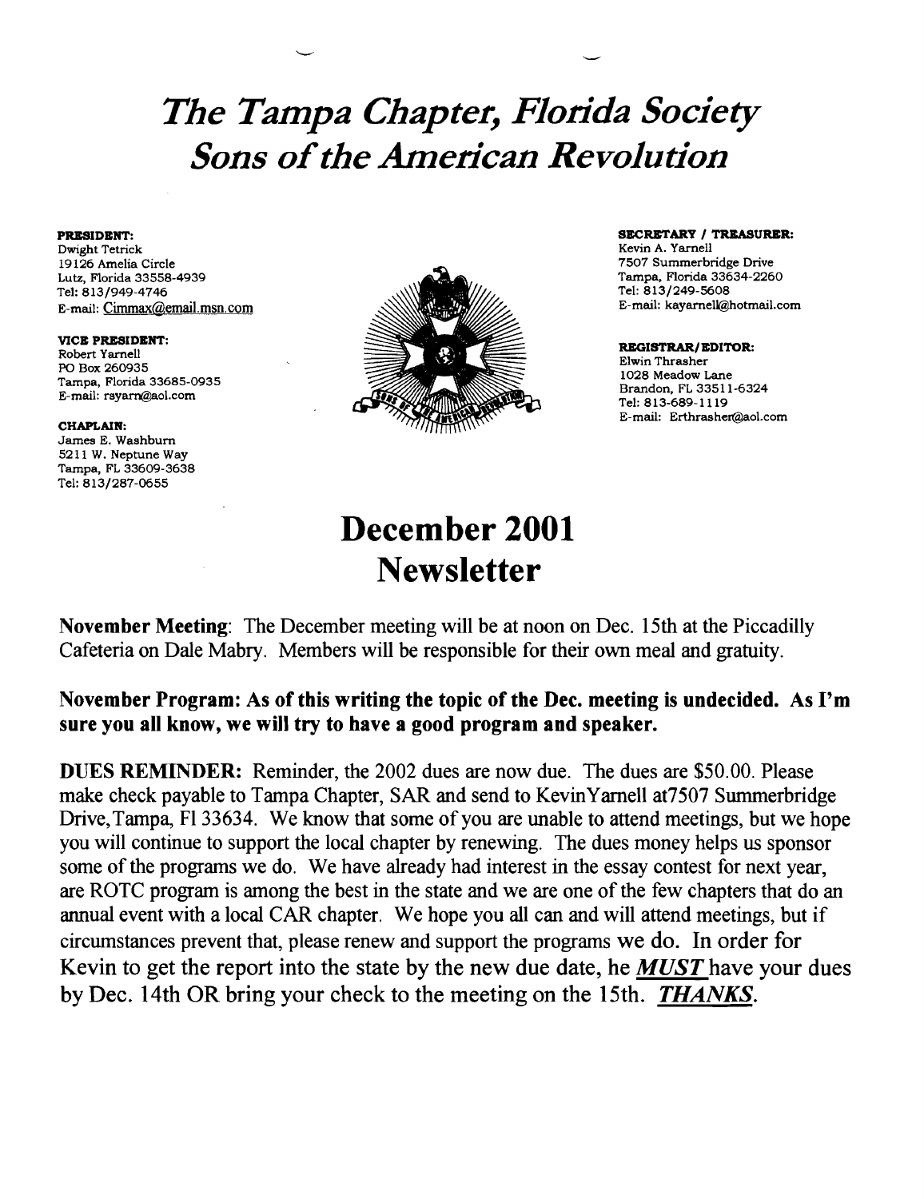# *The Tampa Chapter, Florida Society Sons of the American Revolution*

**PRESIDENT:**
Dwight Tetrick
19126 Amelia Circle
Lutz, Florida 33558-4939
Tel: 813/949-4746
E-mail: Cimmax@email.msn.com

**VICE PRESIDENT:**
Robert Yarnell
PO Box 260935
Tampa, Florida 33685-0935
E-mail: rsyarn@aol.com

**CHAPLAIN:**
James E. Washburn
5211 W. Neptune Way
Tampa, FL 33609-3638
Tel: 813/287-0655

**SECRETARY / TREASURER:**
Kevin A. Yarnell
7507 Summerbridge Drive
Tampa, Florida 33634-2260
Tel: 813/249-5608
E-mail: kayarnell@hotmail.com

**REGISTRAR/EDITOR:**
Elwin Thrasher
1028 Meadow Lane
Brandon, FL 33511-6324
Tel: 813-689-1119
E-mail: Erthrasher@aol.com

# December 2001 Newsletter

**November Meeting**: The December meeting will be at noon on Dec. 15th at the Piccadilly Cafeteria on Dale Mabry. Members will be responsible for their own meal and gratuity.

**November Program: As of this writing the topic of the Dec. meeting is undecided. As I'm sure you all know, we will try to have a good program and speaker.**

**DUES REMINDER:** Reminder, the 2002 dues are now due. The dues are $50.00. Please make check payable to Tampa Chapter, SAR and send to KevinYarnell at7507 Summerbridge Drive,Tampa, Fl 33634. We know that some of you are unable to attend meetings, but we hope you will continue to support the local chapter by renewing. The dues money helps us sponsor some of the programs we do. We have already had interest in the essay contest for next year, are ROTC program is among the best in the state and we are one of the few chapters that do an annual event with a local CAR chapter. We hope you all can and will attend meetings, but if circumstances prevent that, please renew and support the programs we do. In order for Kevin to get the report into the state by the new due date, he ***MUST*** have your dues by Dec. 14th OR bring your check to the meeting on the 15th. ***THANKS***.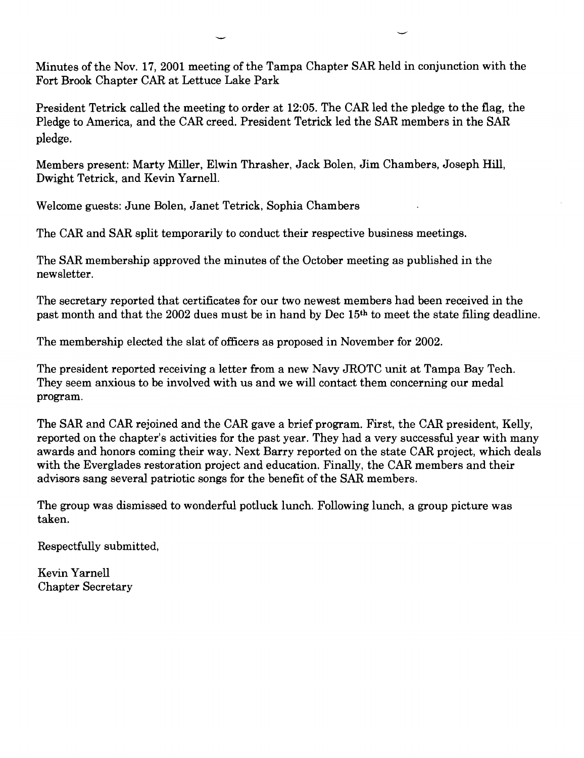Minutes of the Nov. 17, 2001 meeting of the Tampa Chapter SAR held in conjunction with the Fort Brook Chapter CAR at Lettuce Lake Park

President Tetrick called the meeting to order at 12:05. The CAR led the pledge to the flag, the Pledge to America, and the CAR creed. President Tetrick led the SAR members in the SAR pledge.

Members present: Marty Miller, Elwin Thrasher, Jack Bolen, Jim Chambers, Joseph Hill, Dwight Tetrick, and Kevin Yarnell.

Welcome guests: June Bolen, Janet Tetrick, Sophia Chambers

The CAR and SAR split temporarily to conduct their respective business meetings.

The SAR membership approved the minutes of the October meeting as published in the newsletter.

The secretary reported that certificates for our two newest members had been received in the past month and that the 2002 dues must be in hand by Dec 15th to meet the state filing deadline.

The membership elected the slat of officers as proposed in November for 2002.

The president reported receiving a letter from a new Navy JROTC unit at Tampa Bay Tech. They seem anxious to be involved with us and we will contact them concerning our medal program.

The SAR and CAR rejoined and the CAR gave a brief program. First, the CAR president, Kelly, reported on the chapter's activities for the past year. They had a very successful year with many awards and honors coming their way. Next Barry reported on the state CAR project, which deals with the Everglades restoration project and education. Finally, the CAR members and their advisors sang several patriotic songs for the benefit of the SAR members.

The group was dismissed to wonderful potluck lunch. Following lunch, a group picture was taken.

Respectfully submitted,

Kevin Yarnell
Chapter Secretary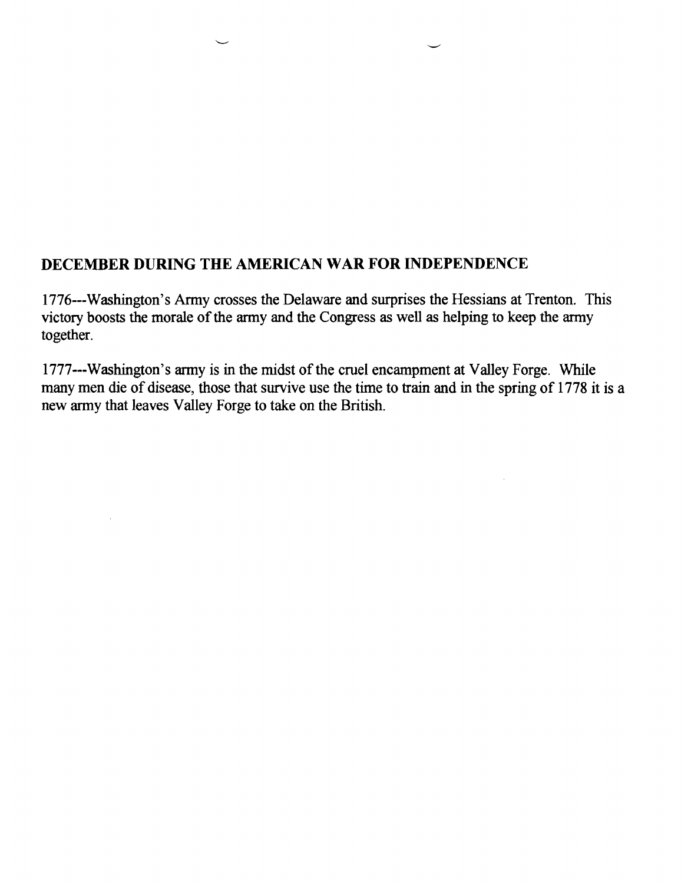## DECEMBER DURING THE AMERICAN WAR FOR INDEPENDENCE

1776---Washington's Army crosses the Delaware and surprises the Hessians at Trenton. This victory boosts the morale of the army and the Congress as well as helping to keep the army together.

1777---Washington's army is in the midst of the cruel encampment at Valley Forge. While many men die of disease, those that survive use the time to train and in the spring of 1778 it is a new army that leaves Valley Forge to take on the British.